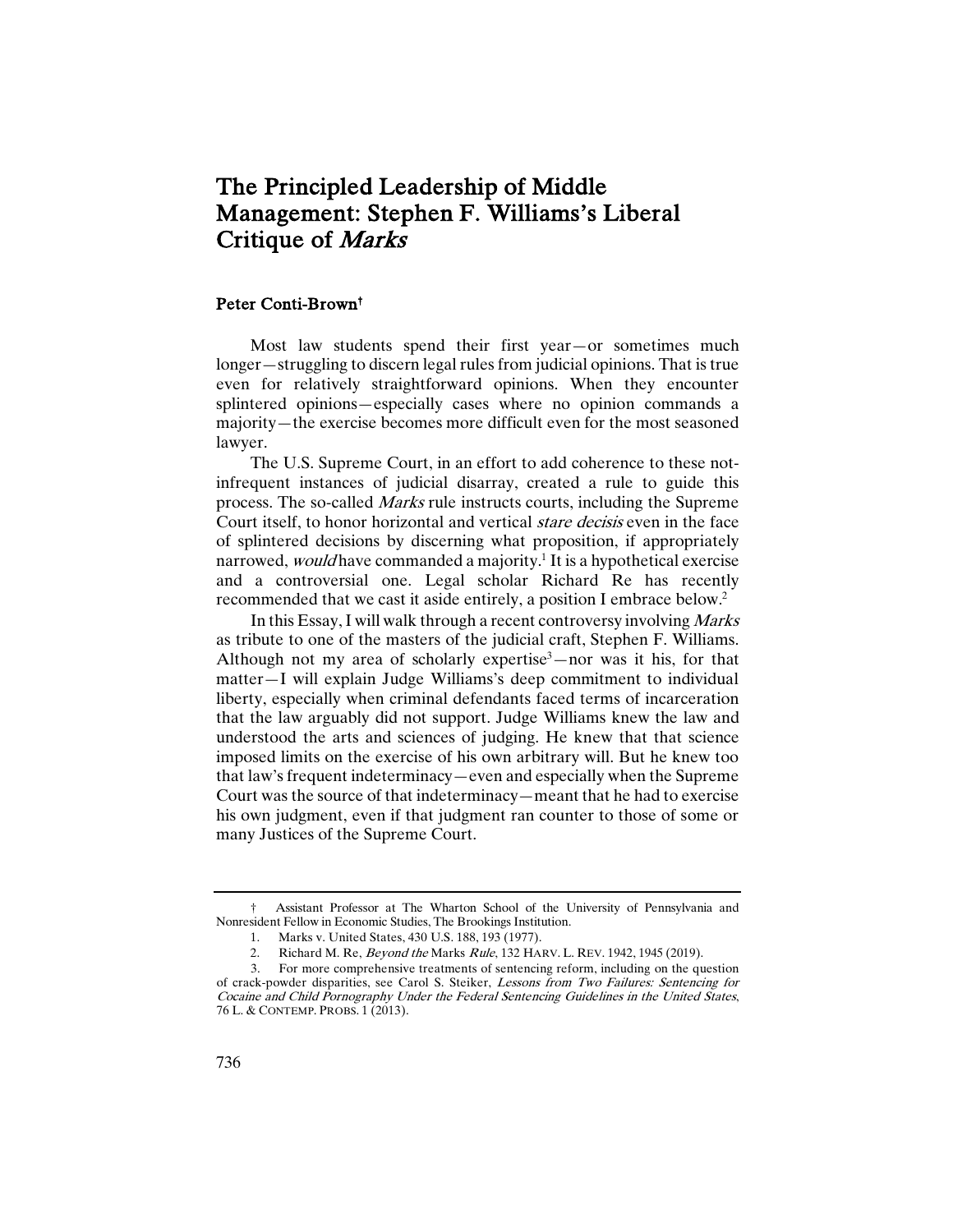# The Principled Leadership of Middle Management: Stephen F. Williams's Liberal Critique of *Marks*

**Peter Conti-Brown†**

Most law students spend their first year—or sometimes much longer—struggling to discern legal rules from judicial opinions. That is true even for relatively straightforward opinions. When they encounter splintered opinions—especially cases where no opinion commands a majority—the exercise becomes more difficult even for the most seasoned lawyer.

The U.S. Supreme Court, in an effort to add coherence to these not-infrequent instances of judicial disarray, created a rule to guide this process. The so-called *Marks* rule instructs courts, including the Supreme Court itself, to honor horizontal and vertical *stare decisis* even in the face of splintered decisions by discerning what proposition, if appropriately narrowed, *would* have commanded a majority.[1] It is a hypothetical exercise and a controversial one. Legal scholar Richard Re has recently recommended that we cast it aside entirely, a position I embrace below.[2]

In this Essay, I will walk through a recent controversy involving *Marks* as tribute to one of the masters of the judicial craft, Stephen F. Williams. Although not my area of scholarly expertise[3]—nor was it his, for that matter—I will explain Judge Williams's deep commitment to individual liberty, especially when criminal defendants faced terms of incarceration that the law arguably did not support. Judge Williams knew the law and understood the arts and sciences of judging. He knew that that science imposed limits on the exercise of his own arbitrary will. But he knew too that law's frequent indeterminacy—even and especially when the Supreme Court was the source of that indeterminacy—meant that he had to exercise his own judgment, even if that judgment ran counter to those of some or many Justices of the Supreme Court.

---

† Assistant Professor at The Wharton School of the University of Pennsylvania and Nonresident Fellow in Economic Studies, The Brookings Institution.

1. Marks v. United States, 430 U.S. 188, 193 (1977).

2. Richard M. Re, *Beyond the* Marks *Rule*, 132 HARV. L. REV. 1942, 1945 (2019).

3. For more comprehensive treatments of sentencing reform, including on the question of crack-powder disparities, see Carol S. Steiker, *Lessons from Two Failures: Sentencing for Cocaine and Child Pornography Under the Federal Sentencing Guidelines in the United States*, 76 L. & CONTEMP. PROBS. 1 (2013).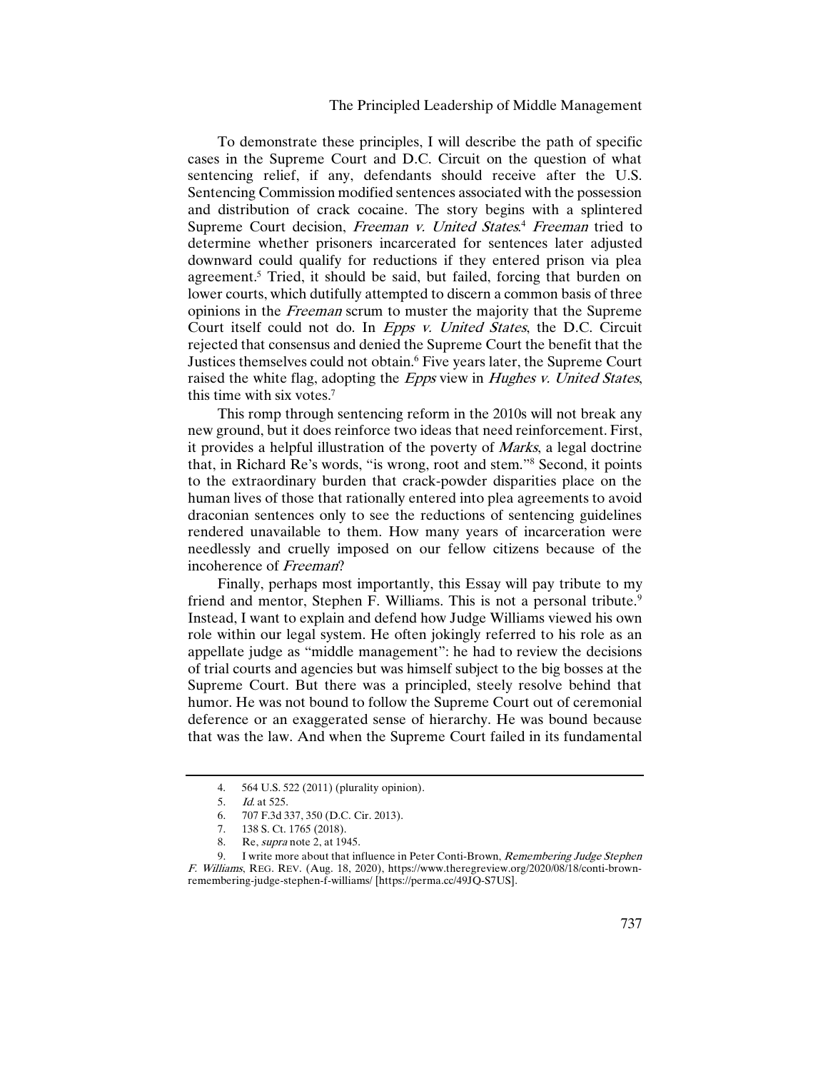To demonstrate these principles, I will describe the path of specific cases in the Supreme Court and D.C. Circuit on the question of what sentencing relief, if any, defendants should receive after the U.S. Sentencing Commission modified sentences associated with the possession and distribution of crack cocaine. The story begins with a splintered Supreme Court decision, *Freeman v. United States*.[4] *Freeman* tried to determine whether prisoners incarcerated for sentences later adjusted downward could qualify for reductions if they entered prison via plea agreement.[5] Tried, it should be said, but failed, forcing that burden on lower courts, which dutifully attempted to discern a common basis of three opinions in the *Freeman* scrum to muster the majority that the Supreme Court itself could not do. In *Epps v. United States*, the D.C. Circuit rejected that consensus and denied the Supreme Court the benefit that the Justices themselves could not obtain.[6] Five years later, the Supreme Court raised the white flag, adopting the *Epps* view in *Hughes v. United States*, this time with six votes.[7]

This romp through sentencing reform in the 2010s will not break any new ground, but it does reinforce two ideas that need reinforcement. First, it provides a helpful illustration of the poverty of *Marks*, a legal doctrine that, in Richard Re's words, "is wrong, root and stem."[8] Second, it points to the extraordinary burden that crack-powder disparities place on the human lives of those that rationally entered into plea agreements to avoid draconian sentences only to see the reductions of sentencing guidelines rendered unavailable to them. How many years of incarceration were needlessly and cruelly imposed on our fellow citizens because of the incoherence of *Freeman*?

Finally, perhaps most importantly, this Essay will pay tribute to my friend and mentor, Stephen F. Williams. This is not a personal tribute.[9] Instead, I want to explain and defend how Judge Williams viewed his own role within our legal system. He often jokingly referred to his role as an appellate judge as "middle management": he had to review the decisions of trial courts and agencies but was himself subject to the big bosses at the Supreme Court. But there was a principled, steely resolve behind that humor. He was not bound to follow the Supreme Court out of ceremonial deference or an exaggerated sense of hierarchy. He was bound because that was the law. And when the Supreme Court failed in its fundamental

---

4. 564 U.S. 522 (2011) (plurality opinion).

5. *Id.* at 525.

6. 707 F.3d 337, 350 (D.C. Cir. 2013).

7. 138 S. Ct. 1765 (2018).

8. Re, *supra* note 2, at 1945.

9. I write more about that influence in Peter Conti-Brown, *Remembering Judge Stephen F. Williams*, REG. REV. (Aug. 18, 2020), https://www.theregreview.org/2020/08/18/conti-brown-remembering-judge-stephen-f-williams/ [https://perma.cc/49JQ-S7US].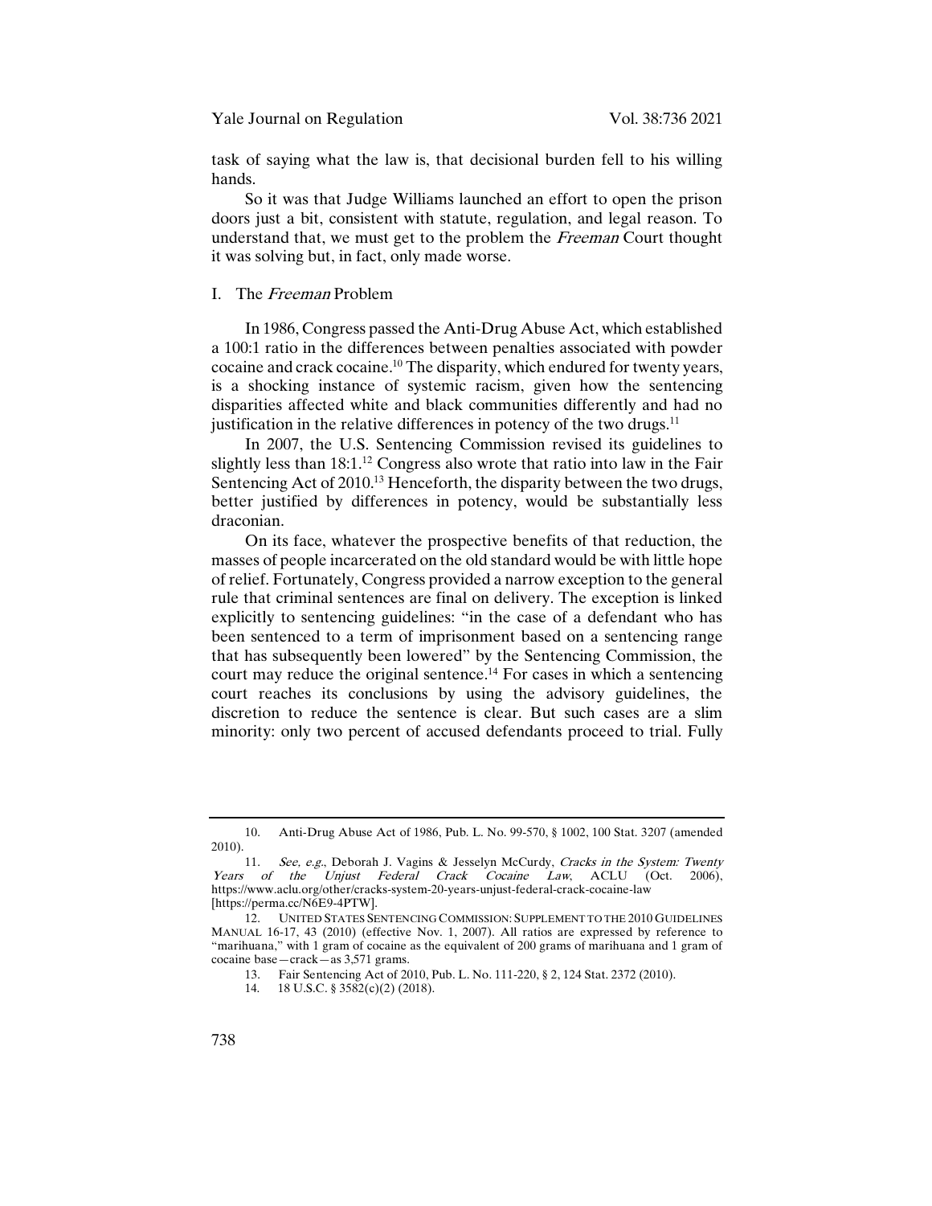task of saying what the law is, that decisional burden fell to his willing hands.

So it was that Judge Williams launched an effort to open the prison doors just a bit, consistent with statute, regulation, and legal reason. To understand that, we must get to the problem the *Freeman* Court thought it was solving but, in fact, only made worse.

## I. The *Freeman* Problem

In 1986, Congress passed the Anti-Drug Abuse Act, which established a 100:1 ratio in the differences between penalties associated with powder cocaine and crack cocaine.[10] The disparity, which endured for twenty years, is a shocking instance of systemic racism, given how the sentencing disparities affected white and black communities differently and had no justification in the relative differences in potency of the two drugs.[11]

In 2007, the U.S. Sentencing Commission revised its guidelines to slightly less than 18:1.[12] Congress also wrote that ratio into law in the Fair Sentencing Act of 2010.[13] Henceforth, the disparity between the two drugs, better justified by differences in potency, would be substantially less draconian.

On its face, whatever the prospective benefits of that reduction, the masses of people incarcerated on the old standard would be with little hope of relief. Fortunately, Congress provided a narrow exception to the general rule that criminal sentences are final on delivery. The exception is linked explicitly to sentencing guidelines: "in the case of a defendant who has been sentenced to a term of imprisonment based on a sentencing range that has subsequently been lowered" by the Sentencing Commission, the court may reduce the original sentence.[14] For cases in which a sentencing court reaches its conclusions by using the advisory guidelines, the discretion to reduce the sentence is clear. But such cases are a slim minority: only two percent of accused defendants proceed to trial. Fully

---

10. Anti-Drug Abuse Act of 1986, Pub. L. No. 99-570, § 1002, 100 Stat. 3207 (amended 2010).

11. *See, e.g.*, Deborah J. Vagins & Jesselyn McCurdy, *Cracks in the System: Twenty Years of the Unjust Federal Crack Cocaine Law*, ACLU (Oct. 2006), https://www.aclu.org/other/cracks-system-20-years-unjust-federal-crack-cocaine-law [https://perma.cc/N6E9-4PTW].

12. UNITED STATES SENTENCING COMMISSION: SUPPLEMENT TO THE 2010 GUIDELINES MANUAL 16-17, 43 (2010) (effective Nov. 1, 2007). All ratios are expressed by reference to "marihuana," with 1 gram of cocaine as the equivalent of 200 grams of marihuana and 1 gram of cocaine base—crack—as 3,571 grams.

13. Fair Sentencing Act of 2010, Pub. L. No. 111-220, § 2, 124 Stat. 2372 (2010).

14. 18 U.S.C. § 3582(c)(2) (2018).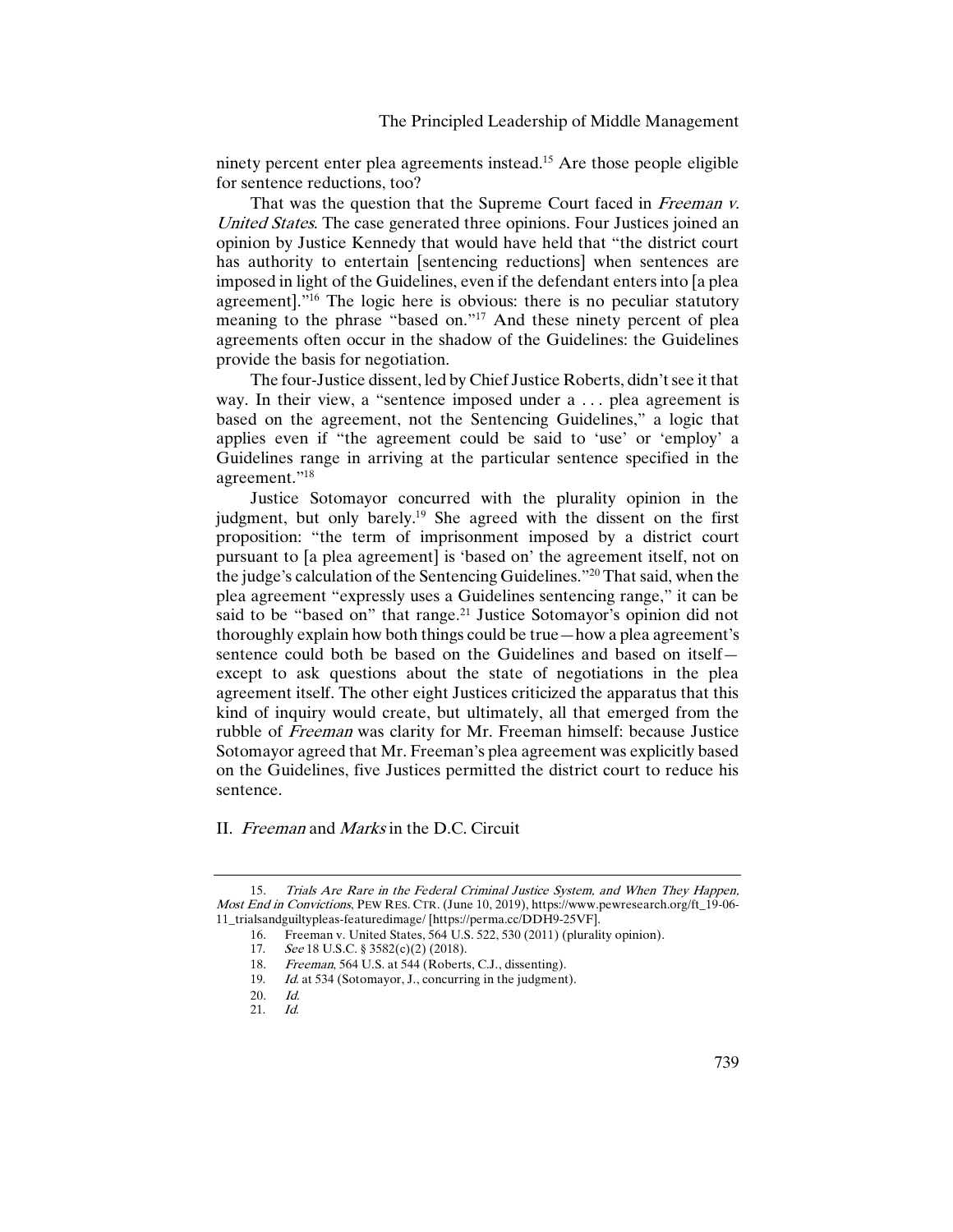ninety percent enter plea agreements instead.[15] Are those people eligible for sentence reductions, too?

That was the question that the Supreme Court faced in *Freeman v. United States*. The case generated three opinions. Four Justices joined an opinion by Justice Kennedy that would have held that "the district court has authority to entertain [sentencing reductions] when sentences are imposed in light of the Guidelines, even if the defendant enters into [a plea agreement]."[16] The logic here is obvious: there is no peculiar statutory meaning to the phrase "based on."[17] And these ninety percent of plea agreements often occur in the shadow of the Guidelines: the Guidelines provide the basis for negotiation.

The four-Justice dissent, led by Chief Justice Roberts, didn't see it that way. In their view, a "sentence imposed under a . . . plea agreement is based on the agreement, not the Sentencing Guidelines," a logic that applies even if "the agreement could be said to 'use' or 'employ' a Guidelines range in arriving at the particular sentence specified in the agreement."[18]

Justice Sotomayor concurred with the plurality opinion in the judgment, but only barely.[19] She agreed with the dissent on the first proposition: "the term of imprisonment imposed by a district court pursuant to [a plea agreement] is 'based on' the agreement itself, not on the judge's calculation of the Sentencing Guidelines."[20] That said, when the plea agreement "expressly uses a Guidelines sentencing range," it can be said to be "based on" that range.[21] Justice Sotomayor's opinion did not thoroughly explain how both things could be true—how a plea agreement's sentence could both be based on the Guidelines and based on itself—except to ask questions about the state of negotiations in the plea agreement itself. The other eight Justices criticized the apparatus that this kind of inquiry would create, but ultimately, all that emerged from the rubble of *Freeman* was clarity for Mr. Freeman himself: because Justice Sotomayor agreed that Mr. Freeman's plea agreement was explicitly based on the Guidelines, five Justices permitted the district court to reduce his sentence.

## II. *Freeman* and *Marks* in the D.C. Circuit

---

15. *Trials Are Rare in the Federal Criminal Justice System, and When They Happen, Most End in Convictions*, PEW RES. CTR. (June 10, 2019), https://www.pewresearch.org/ft_19-06-11_trialsandguiltypleas-featuredimage/ [https://perma.cc/DDH9-25VF].

16. Freeman v. United States, 564 U.S. 522, 530 (2011) (plurality opinion).

17. *See* 18 U.S.C. § 3582(c)(2) (2018).

18. *Freeman*, 564 U.S. at 544 (Roberts, C.J., dissenting).

19. *Id.* at 534 (Sotomayor, J., concurring in the judgment).

20. *Id.*

21. *Id.*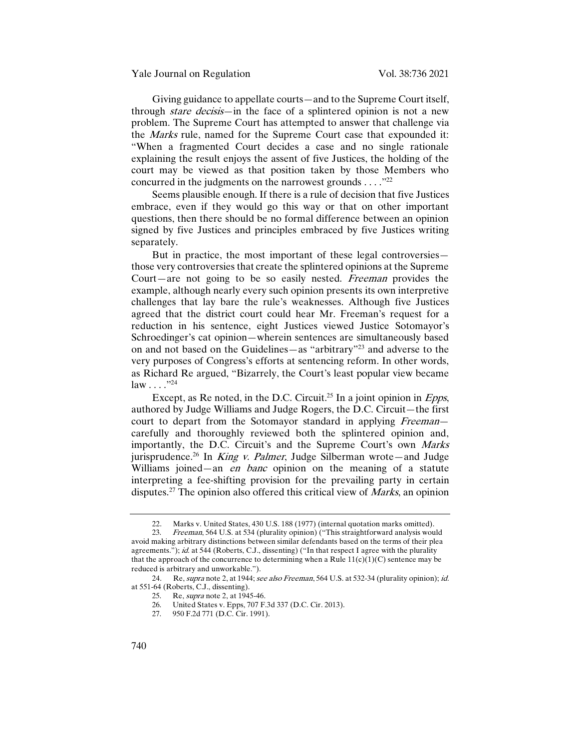Giving guidance to appellate courts—and to the Supreme Court itself, through *stare decisis*—in the face of a splintered opinion is not a new problem. The Supreme Court has attempted to answer that challenge via the *Marks* rule, named for the Supreme Court case that expounded it: "When a fragmented Court decides a case and no single rationale explaining the result enjoys the assent of five Justices, the holding of the court may be viewed as that position taken by those Members who concurred in the judgments on the narrowest grounds . . . ."[22]

Seems plausible enough. If there is a rule of decision that five Justices embrace, even if they would go this way or that on other important questions, then there should be no formal difference between an opinion signed by five Justices and principles embraced by five Justices writing separately.

But in practice, the most important of these legal controversies—those very controversies that create the splintered opinions at the Supreme Court—are not going to be so easily nested. *Freeman* provides the example, although nearly every such opinion presents its own interpretive challenges that lay bare the rule's weaknesses. Although five Justices agreed that the district court could hear Mr. Freeman's request for a reduction in his sentence, eight Justices viewed Justice Sotomayor's Schroedinger's cat opinion—wherein sentences are simultaneously based on and not based on the Guidelines—as "arbitrary"[23] and adverse to the very purposes of Congress's efforts at sentencing reform. In other words, as Richard Re argued, "Bizarrely, the Court's least popular view became law . . . ."[24]

Except, as Re noted, in the D.C. Circuit.[25] In a joint opinion in *Epps*, authored by Judge Williams and Judge Rogers, the D.C. Circuit—the first court to depart from the Sotomayor standard in applying *Freeman*—carefully and thoroughly reviewed both the splintered opinion and, importantly, the D.C. Circuit's and the Supreme Court's own *Marks* jurisprudence.[26] In *King v. Palmer*, Judge Silberman wrote—and Judge Williams joined—an *en banc* opinion on the meaning of a statute interpreting a fee-shifting provision for the prevailing party in certain disputes.[27] The opinion also offered this critical view of *Marks*, an opinion

---

22. Marks v. United States, 430 U.S. 188 (1977) (internal quotation marks omitted).

23. *Freeman*, 564 U.S. at 534 (plurality opinion) ("This straightforward analysis would avoid making arbitrary distinctions between similar defendants based on the terms of their plea agreements."); *id.* at 544 (Roberts, C.J., dissenting) ("In that respect I agree with the plurality that the approach of the concurrence to determining when a Rule 11(c)(1)(C) sentence may be reduced is arbitrary and unworkable.").

24. Re, *supra* note 2, at 1944; *see also Freeman*, 564 U.S. at 532-34 (plurality opinion); *id.* at 551-64 (Roberts, C.J., dissenting).

25. Re, *supra* note 2, at 1945-46.

26. United States v. Epps, 707 F.3d 337 (D.C. Cir. 2013).

27. 950 F.2d 771 (D.C. Cir. 1991).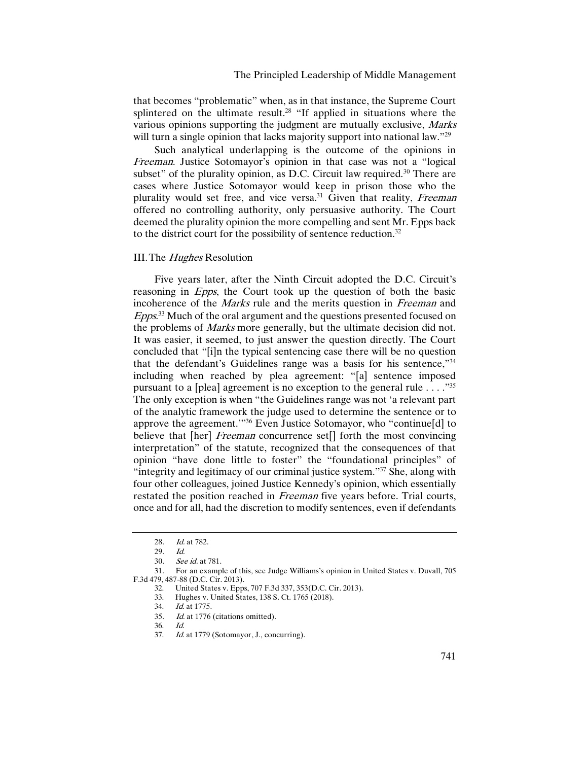that becomes "problematic" when, as in that instance, the Supreme Court splintered on the ultimate result.[28] "If applied in situations where the various opinions supporting the judgment are mutually exclusive, *Marks* will turn a single opinion that lacks majority support into national law."[29]

Such analytical underlapping is the outcome of the opinions in *Freeman*. Justice Sotomayor's opinion in that case was not a "logical subset" of the plurality opinion, as D.C. Circuit law required.[30] There are cases where Justice Sotomayor would keep in prison those who the plurality would set free, and vice versa.[31] Given that reality, *Freeman* offered no controlling authority, only persuasive authority. The Court deemed the plurality opinion the more compelling and sent Mr. Epps back to the district court for the possibility of sentence reduction.[32]

## III. The *Hughes* Resolution

Five years later, after the Ninth Circuit adopted the D.C. Circuit's reasoning in *Epps*, the Court took up the question of both the basic incoherence of the *Marks* rule and the merits question in *Freeman* and *Epps*.[33] Much of the oral argument and the questions presented focused on the problems of *Marks* more generally, but the ultimate decision did not. It was easier, it seemed, to just answer the question directly. The Court concluded that "[i]n the typical sentencing case there will be no question that the defendant's Guidelines range was a basis for his sentence,"[34] including when reached by plea agreement: "[a] sentence imposed pursuant to a [plea] agreement is no exception to the general rule . . . ."[35] The only exception is when "the Guidelines range was not 'a relevant part of the analytic framework the judge used to determine the sentence or to approve the agreement.'"[36] Even Justice Sotomayor, who "continue[d] to believe that [her] *Freeman* concurrence set[] forth the most convincing interpretation" of the statute, recognized that the consequences of that opinion "have done little to foster" the "foundational principles" of "integrity and legitimacy of our criminal justice system."[37] She, along with four other colleagues, joined Justice Kennedy's opinion, which essentially restated the position reached in *Freeman* five years before. Trial courts, once and for all, had the discretion to modify sentences, even if defendants

---

28. *Id.* at 782.
29. *Id.*
30. *See id.* at 781.
31. For an example of this, see Judge Williams's opinion in United States v. Duvall, 705 F.3d 479, 487-88 (D.C. Cir. 2013).
32. United States v. Epps, 707 F.3d 337, 353(D.C. Cir. 2013).
33. Hughes v. United States, 138 S. Ct. 1765 (2018).
34. *Id.* at 1775.
35. *Id.* at 1776 (citations omitted).
36. *Id.*
37. *Id.* at 1779 (Sotomayor, J., concurring).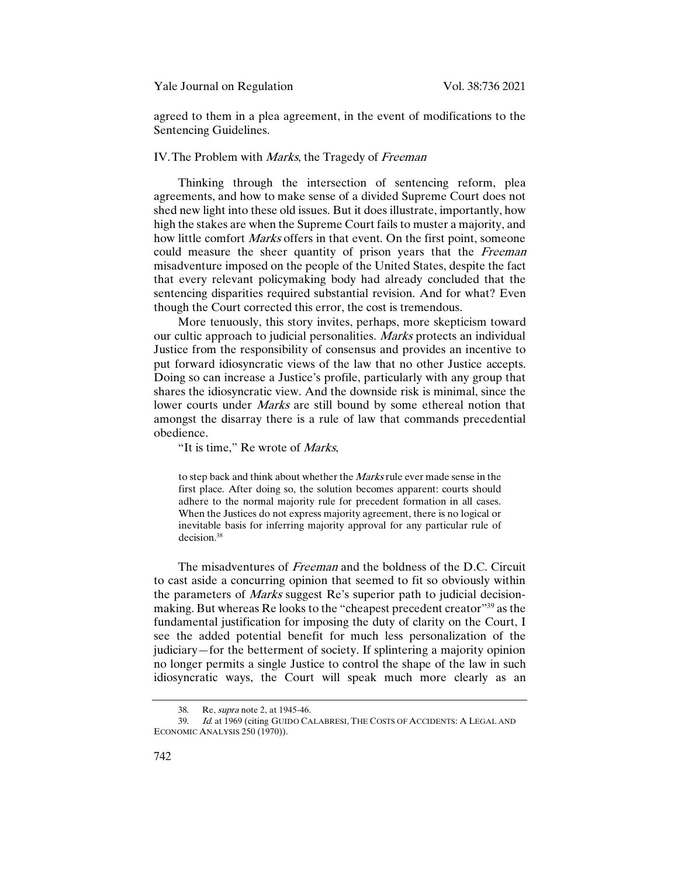agreed to them in a plea agreement, in the event of modifications to the Sentencing Guidelines.

## IV. The Problem with *Marks*, the Tragedy of *Freeman*

Thinking through the intersection of sentencing reform, plea agreements, and how to make sense of a divided Supreme Court does not shed new light into these old issues. But it does illustrate, importantly, how high the stakes are when the Supreme Court fails to muster a majority, and how little comfort *Marks* offers in that event. On the first point, someone could measure the sheer quantity of prison years that the *Freeman* misadventure imposed on the people of the United States, despite the fact that every relevant policymaking body had already concluded that the sentencing disparities required substantial revision. And for what? Even though the Court corrected this error, the cost is tremendous.

More tenuously, this story invites, perhaps, more skepticism toward our cultic approach to judicial personalities. *Marks* protects an individual Justice from the responsibility of consensus and provides an incentive to put forward idiosyncratic views of the law that no other Justice accepts. Doing so can increase a Justice's profile, particularly with any group that shares the idiosyncratic view. And the downside risk is minimal, since the lower courts under *Marks* are still bound by some ethereal notion that amongst the disarray there is a rule of law that commands precedential obedience.

"It is time," Re wrote of *Marks*,

> to step back and think about whether the *Marks* rule ever made sense in the first place. After doing so, the solution becomes apparent: courts should adhere to the normal majority rule for precedent formation in all cases. When the Justices do not express majority agreement, there is no logical or inevitable basis for inferring majority approval for any particular rule of decision.[38]

The misadventures of *Freeman* and the boldness of the D.C. Circuit to cast aside a concurring opinion that seemed to fit so obviously within the parameters of *Marks* suggest Re's superior path to judicial decision-making. But whereas Re looks to the "cheapest precedent creator"[39] as the fundamental justification for imposing the duty of clarity on the Court, I see the added potential benefit for much less personalization of the judiciary—for the betterment of society. If splintering a majority opinion no longer permits a single Justice to control the shape of the law in such idiosyncratic ways, the Court will speak much more clearly as an

---

38. Re, *supra* note 2, at 1945-46.

39. *Id.* at 1969 (citing GUIDO CALABRESI, THE COSTS OF ACCIDENTS: A LEGAL AND ECONOMIC ANALYSIS 250 (1970)).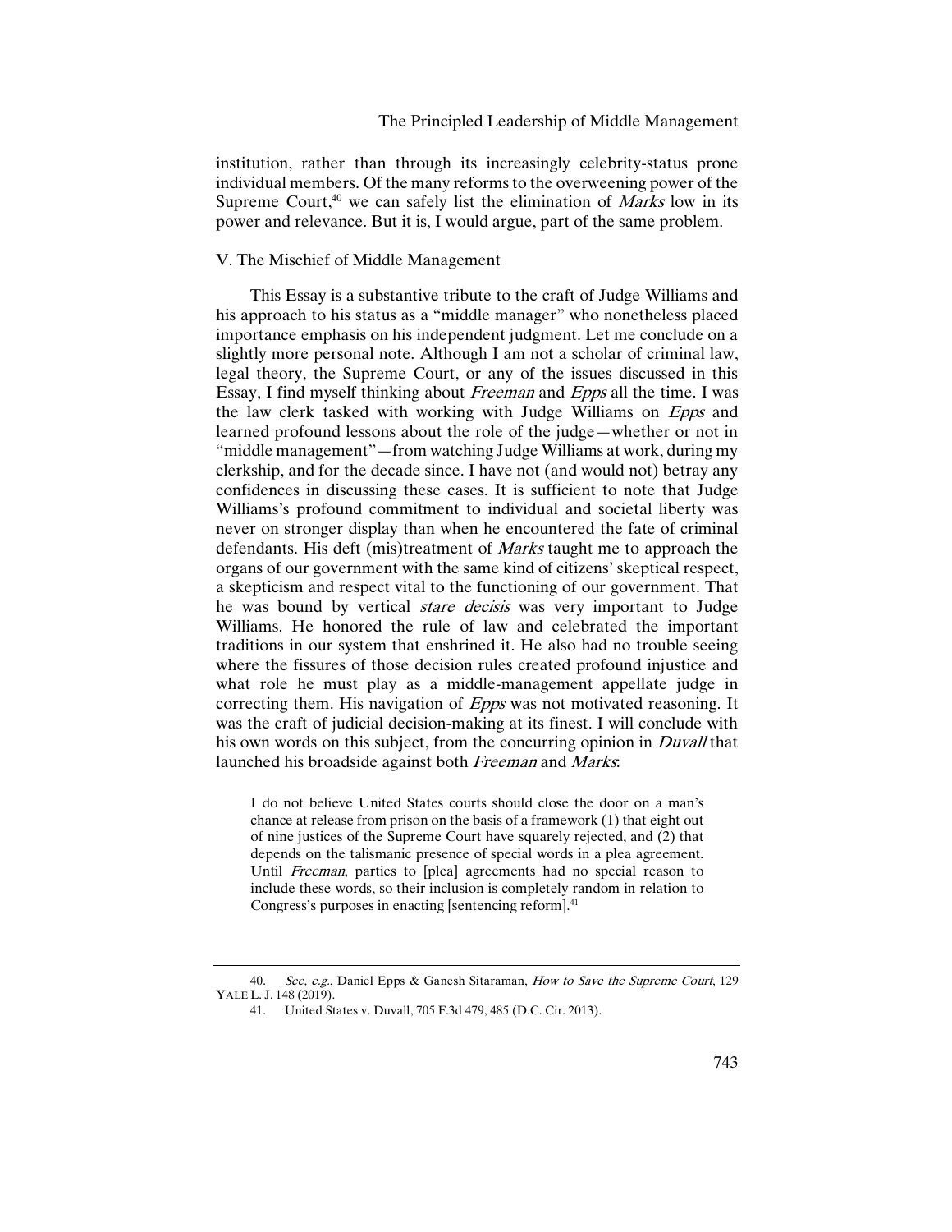institution, rather than through its increasingly celebrity-status prone individual members. Of the many reforms to the overweening power of the Supreme Court,[40] we can safely list the elimination of *Marks* low in its power and relevance. But it is, I would argue, part of the same problem.

## V. The Mischief of Middle Management

This Essay is a substantive tribute to the craft of Judge Williams and his approach to his status as a "middle manager" who nonetheless placed importance emphasis on his independent judgment. Let me conclude on a slightly more personal note. Although I am not a scholar of criminal law, legal theory, the Supreme Court, or any of the issues discussed in this Essay, I find myself thinking about *Freeman* and *Epps* all the time. I was the law clerk tasked with working with Judge Williams on *Epps* and learned profound lessons about the role of the judge—whether or not in "middle management"—from watching Judge Williams at work, during my clerkship, and for the decade since. I have not (and would not) betray any confidences in discussing these cases. It is sufficient to note that Judge Williams's profound commitment to individual and societal liberty was never on stronger display than when he encountered the fate of criminal defendants. His deft (mis)treatment of *Marks* taught me to approach the organs of our government with the same kind of citizens' skeptical respect, a skepticism and respect vital to the functioning of our government. That he was bound by vertical *stare decisis* was very important to Judge Williams. He honored the rule of law and celebrated the important traditions in our system that enshrined it. He also had no trouble seeing where the fissures of those decision rules created profound injustice and what role he must play as a middle-management appellate judge in correcting them. His navigation of *Epps* was not motivated reasoning. It was the craft of judicial decision-making at its finest. I will conclude with his own words on this subject, from the concurring opinion in *Duvall* that launched his broadside against both *Freeman* and *Marks*:

> I do not believe United States courts should close the door on a man's chance at release from prison on the basis of a framework (1) that eight out of nine justices of the Supreme Court have squarely rejected, and (2) that depends on the talismanic presence of special words in a plea agreement. Until *Freeman*, parties to [plea] agreements had no special reason to include these words, so their inclusion is completely random in relation to Congress's purposes in enacting [sentencing reform].[41]

---

40. *See, e.g.*, Daniel Epps & Ganesh Sitaraman, *How to Save the Supreme Court*, 129 YALE L. J. 148 (2019).

41. United States v. Duvall, 705 F.3d 479, 485 (D.C. Cir. 2013).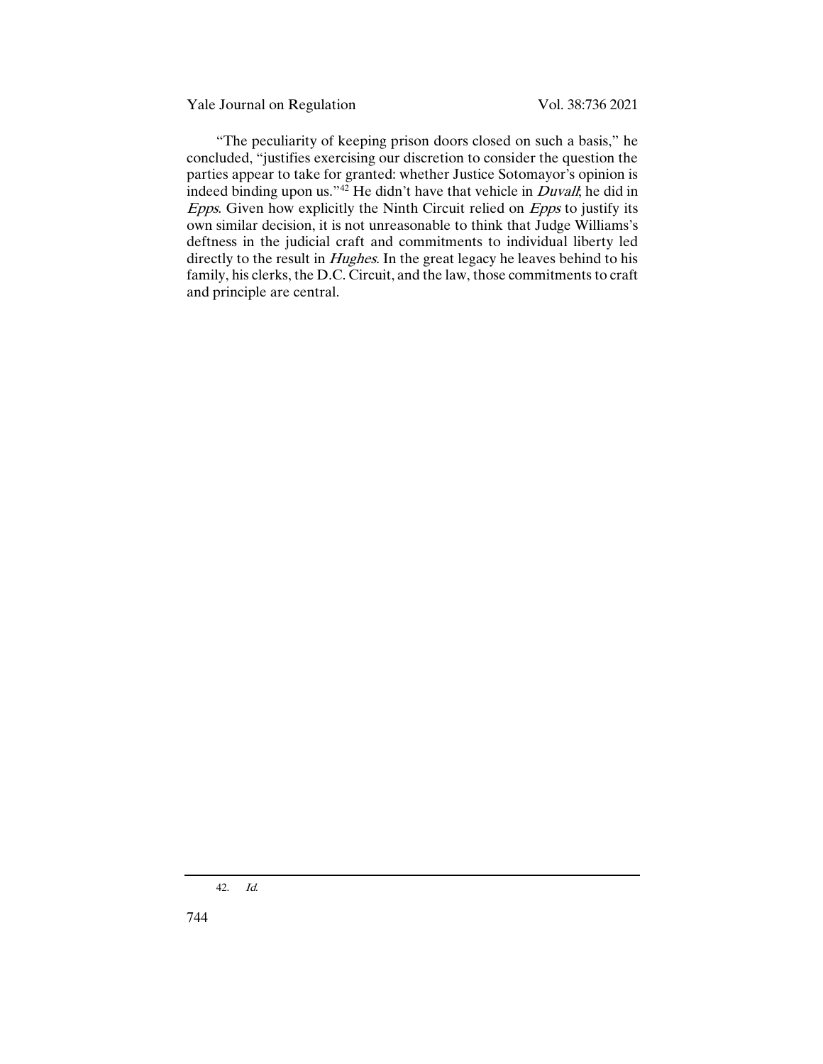"The peculiarity of keeping prison doors closed on such a basis," he concluded, "justifies exercising our discretion to consider the question the parties appear to take for granted: whether Justice Sotomayor's opinion is indeed binding upon us."[42] He didn't have that vehicle in *Duvall*; he did in *Epps*. Given how explicitly the Ninth Circuit relied on *Epps* to justify its own similar decision, it is not unreasonable to think that Judge Williams's deftness in the judicial craft and commitments to individual liberty led directly to the result in *Hughes*. In the great legacy he leaves behind to his family, his clerks, the D.C. Circuit, and the law, those commitments to craft and principle are central.

---

42. *Id.*